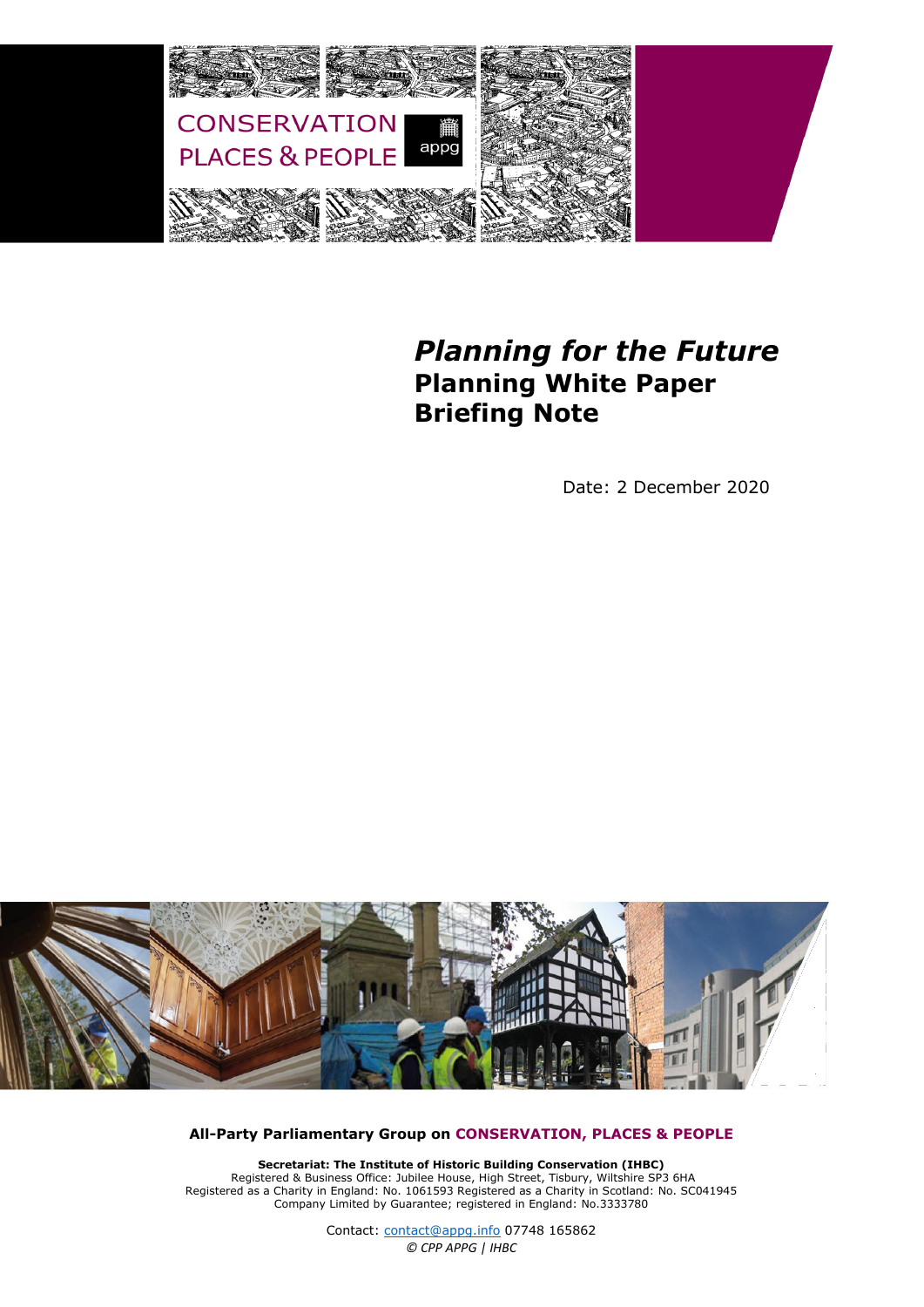CONSERVATION PLACES & PEOPLE appg

# *Planning for the Future*
## Planning White Paper
## Briefing Note

Date: 2 December 2020

**All-Party Parliamentary Group on CONSERVATION, PLACES & PEOPLE**

**Secretariat: The Institute of Historic Building Conservation (IHBC)**
Registered & Business Office: Jubilee House, High Street, Tisbury, Wiltshire SP3 6HA
Registered as a Charity in England: No. 1061593 Registered as a Charity in Scotland: No. SC041945
Company Limited by Guarantee; registered in England: No.3333780

Contact: contact@appg.info 07748 165862
*© CPP APPG | IHBC*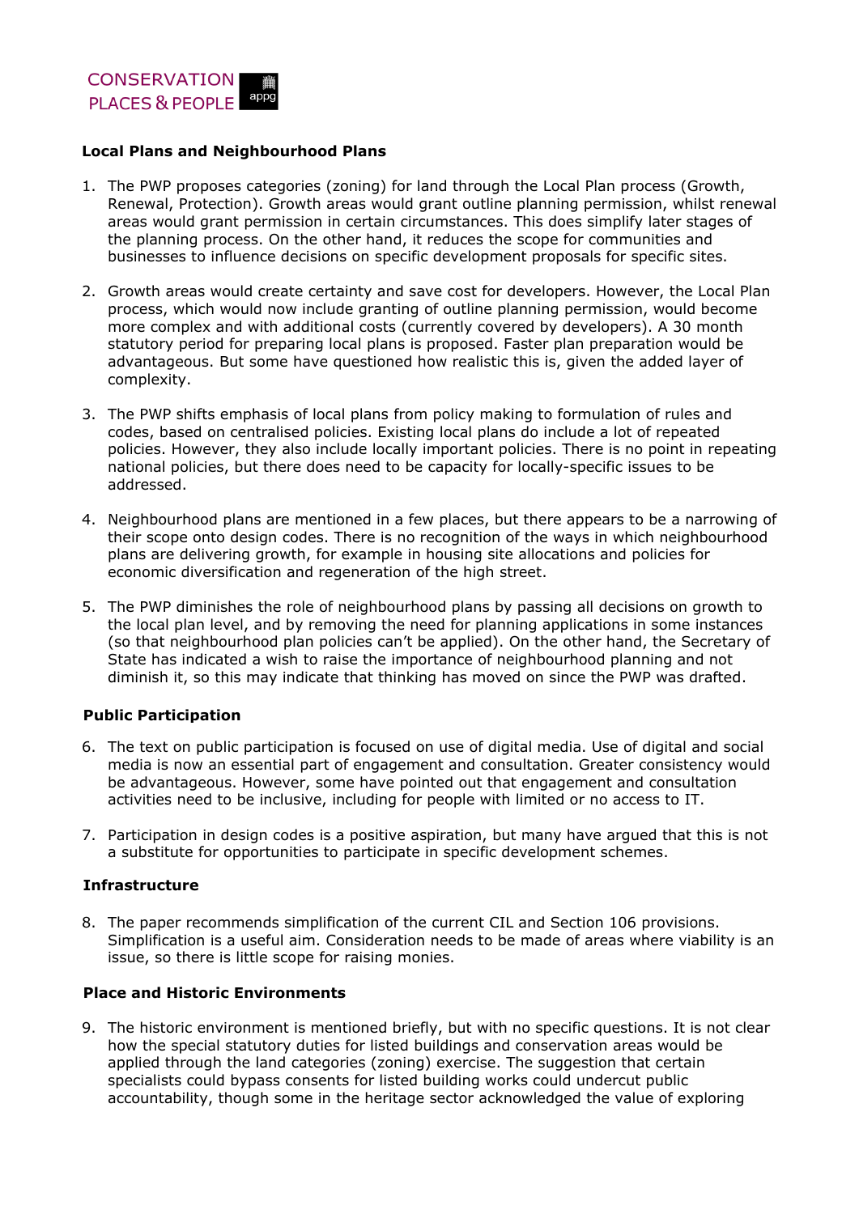CONSERVATION PLACES & PEOPLE appg

**Local Plans and Neighbourhood Plans**

1. The PWP proposes categories (zoning) for land through the Local Plan process (Growth, Renewal, Protection). Growth areas would grant outline planning permission, whilst renewal areas would grant permission in certain circumstances. This does simplify later stages of the planning process. On the other hand, it reduces the scope for communities and businesses to influence decisions on specific development proposals for specific sites.

2. Growth areas would create certainty and save cost for developers. However, the Local Plan process, which would now include granting of outline planning permission, would become more complex and with additional costs (currently covered by developers). A 30 month statutory period for preparing local plans is proposed. Faster plan preparation would be advantageous. But some have questioned how realistic this is, given the added layer of complexity.

3. The PWP shifts emphasis of local plans from policy making to formulation of rules and codes, based on centralised policies. Existing local plans do include a lot of repeated policies. However, they also include locally important policies. There is no point in repeating national policies, but there does need to be capacity for locally-specific issues to be addressed.

4. Neighbourhood plans are mentioned in a few places, but there appears to be a narrowing of their scope onto design codes. There is no recognition of the ways in which neighbourhood plans are delivering growth, for example in housing site allocations and policies for economic diversification and regeneration of the high street.

5. The PWP diminishes the role of neighbourhood plans by passing all decisions on growth to the local plan level, and by removing the need for planning applications in some instances (so that neighbourhood plan policies can't be applied). On the other hand, the Secretary of State has indicated a wish to raise the importance of neighbourhood planning and not diminish it, so this may indicate that thinking has moved on since the PWP was drafted.

**Public Participation**

6. The text on public participation is focused on use of digital media. Use of digital and social media is now an essential part of engagement and consultation. Greater consistency would be advantageous. However, some have pointed out that engagement and consultation activities need to be inclusive, including for people with limited or no access to IT.

7. Participation in design codes is a positive aspiration, but many have argued that this is not a substitute for opportunities to participate in specific development schemes.

**Infrastructure**

8. The paper recommends simplification of the current CIL and Section 106 provisions. Simplification is a useful aim. Consideration needs to be made of areas where viability is an issue, so there is little scope for raising monies.

**Place and Historic Environments**

9. The historic environment is mentioned briefly, but with no specific questions. It is not clear how the special statutory duties for listed buildings and conservation areas would be applied through the land categories (zoning) exercise. The suggestion that certain specialists could bypass consents for listed building works could undercut public accountability, though some in the heritage sector acknowledged the value of exploring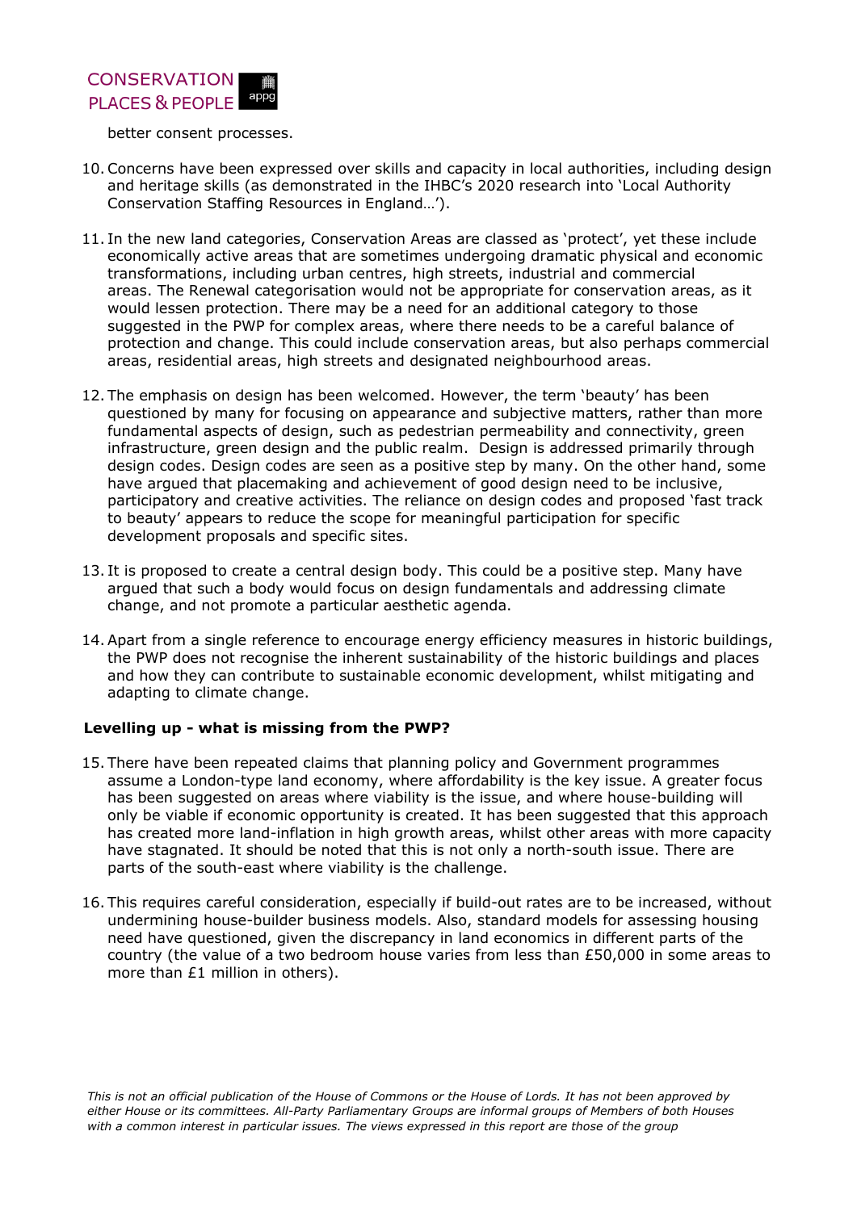better consent processes.

10. Concerns have been expressed over skills and capacity in local authorities, including design and heritage skills (as demonstrated in the IHBC's 2020 research into 'Local Authority Conservation Staffing Resources in England…').

11. In the new land categories, Conservation Areas are classed as 'protect', yet these include economically active areas that are sometimes undergoing dramatic physical and economic transformations, including urban centres, high streets, industrial and commercial areas. The Renewal categorisation would not be appropriate for conservation areas, as it would lessen protection. There may be a need for an additional category to those suggested in the PWP for complex areas, where there needs to be a careful balance of protection and change. This could include conservation areas, but also perhaps commercial areas, residential areas, high streets and designated neighbourhood areas.

12. The emphasis on design has been welcomed. However, the term 'beauty' has been questioned by many for focusing on appearance and subjective matters, rather than more fundamental aspects of design, such as pedestrian permeability and connectivity, green infrastructure, green design and the public realm. Design is addressed primarily through design codes. Design codes are seen as a positive step by many. On the other hand, some have argued that placemaking and achievement of good design need to be inclusive, participatory and creative activities. The reliance on design codes and proposed 'fast track to beauty' appears to reduce the scope for meaningful participation for specific development proposals and specific sites.

13. It is proposed to create a central design body. This could be a positive step. Many have argued that such a body would focus on design fundamentals and addressing climate change, and not promote a particular aesthetic agenda.

14. Apart from a single reference to encourage energy efficiency measures in historic buildings, the PWP does not recognise the inherent sustainability of the historic buildings and places and how they can contribute to sustainable economic development, whilst mitigating and adapting to climate change.

**Levelling up - what is missing from the PWP?**

15. There have been repeated claims that planning policy and Government programmes assume a London-type land economy, where affordability is the key issue. A greater focus has been suggested on areas where viability is the issue, and where house-building will only be viable if economic opportunity is created. It has been suggested that this approach has created more land-inflation in high growth areas, whilst other areas with more capacity have stagnated. It should be noted that this is not only a north-south issue. There are parts of the south-east where viability is the challenge.

16. This requires careful consideration, especially if build-out rates are to be increased, without undermining house-builder business models. Also, standard models for assessing housing need have questioned, given the discrepancy in land economics in different parts of the country (the value of a two bedroom house varies from less than £50,000 in some areas to more than £1 million in others).